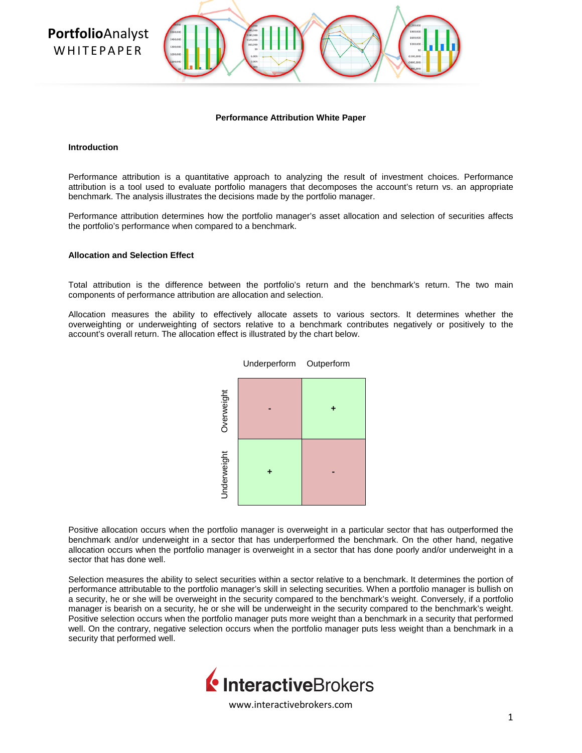# Performance Attribution White Paper

## Introduction

Performance attribution is a quantitative approach to analyzing the result of investment choices. Performance attribution is a tool used to evaluate portfolio managers that decomposes the account's return vs. an appropriate benchmark. The analysis illustrates the decisions made by the portfolio manager.

Performance attribution determines how the portfolio manager's asset allocation and selection of securities affects the portfolio's performance when compared to a benchmark.

## Allocation and Selection Effect

Total attribution is the difference between the portfolio's return and the benchmark's return. The two main components of performance attribution are allocation and selection.

Allocation measures the ability to effectively allocate assets to various sectors. It determines whether the overweighting or underweighting of sectors relative to a benchmark contributes negatively or positively to the account's overall return. The allocation effect is illustrated by the chart below.

| | Underperform | Outperform |
|---|---|---|
| Overweight | - | + |
| Underweight | + | - |

Positive allocation occurs when the portfolio manager is overweight in a particular sector that has outperformed the benchmark and/or underweight in a sector that has underperformed the benchmark. On the other hand, negative allocation occurs when the portfolio manager is overweight in a sector that has done poorly and/or underweight in a sector that has done well.

Selection measures the ability to select securities within a sector relative to a benchmark. It determines the portion of performance attributable to the portfolio manager's skill in selecting securities. When a portfolio manager is bullish on a security, he or she will be overweight in the security compared to the benchmark's weight. Conversely, if a portfolio manager is bearish on a security, he or she will be underweight in the security compared to the benchmark's weight. Positive selection occurs when the portfolio manager puts more weight than a benchmark in a security that performed well. On the contrary, negative selection occurs when the portfolio manager puts less weight than a benchmark in a security that performed well.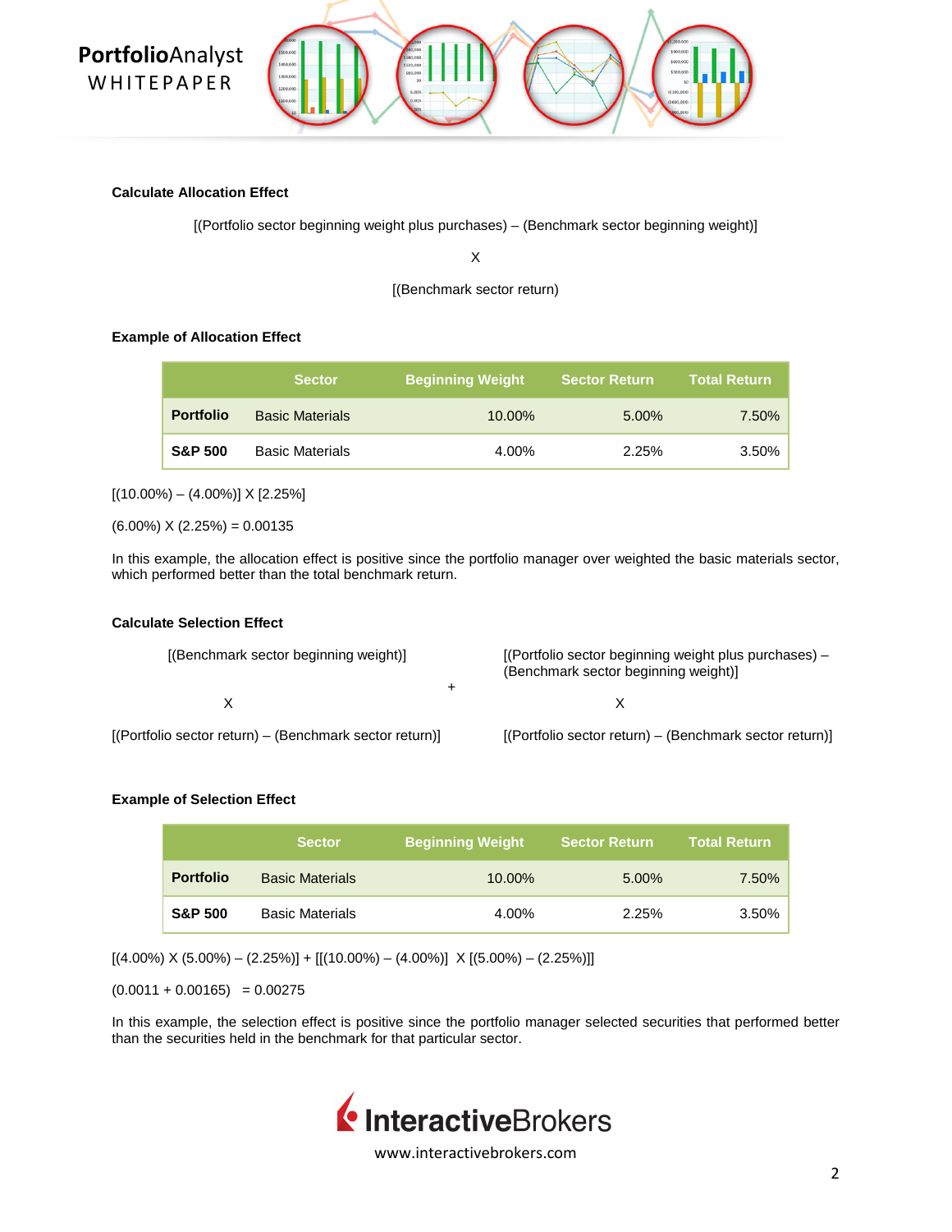**Calculate Allocation Effect**

[(Portfolio sector beginning weight plus purchases) – (Benchmark sector beginning weight)]

X

[(Benchmark sector return)

**Example of Allocation Effect**

| | Sector | Beginning Weight | Sector Return | Total Return |
|---|---|---|---|---|
| **Portfolio** | Basic Materials | 10.00% | 5.00% | 7.50% |
| **S&P 500** | Basic Materials | 4.00% | 2.25% | 3.50% |

[(10.00%) – (4.00%)] X [2.25%]

(6.00%) X (2.25%) = 0.00135

In this example, the allocation effect is positive since the portfolio manager over weighted the basic materials sector, which performed better than the total benchmark return.

**Calculate Selection Effect**

[(Benchmark sector beginning weight)]

X

[(Portfolio sector return) – (Benchmark sector return)]

+

[(Portfolio sector beginning weight plus purchases) – (Benchmark sector beginning weight)]

X

[(Portfolio sector return) – (Benchmark sector return)]

**Example of Selection Effect**

| | Sector | Beginning Weight | Sector Return | Total Return |
|---|---|---|---|---|
| **Portfolio** | Basic Materials | 10.00% | 5.00% | 7.50% |
| **S&P 500** | Basic Materials | 4.00% | 2.25% | 3.50% |

[(4.00%) X (5.00%) – (2.25%)] + [[(10.00%) – (4.00%)] X [(5.00%) – (2.25%)]]

(0.0011 + 0.00165) = 0.00275

In this example, the selection effect is positive since the portfolio manager selected securities that performed better than the securities held in the benchmark for that particular sector.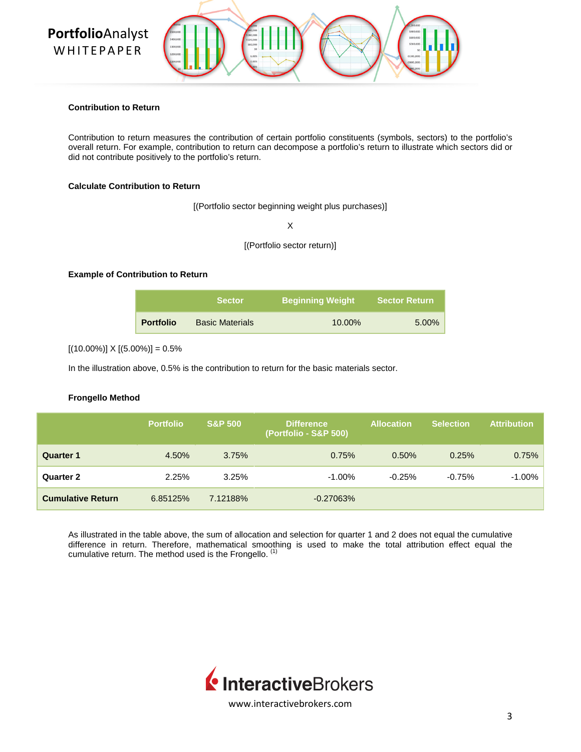### Contribution to Return

Contribution to return measures the contribution of certain portfolio constituents (symbols, sectors) to the portfolio's overall return. For example, contribution to return can decompose a portfolio's return to illustrate which sectors did or did not contribute positively to the portfolio's return.

### Calculate Contribution to Return

[(Portfolio sector beginning weight plus purchases)]

X

[(Portfolio sector return)]

### Example of Contribution to Return

| | Sector | Beginning Weight | Sector Return |
|---|---|---|---|
| **Portfolio** | Basic Materials | 10.00% | 5.00% |

[(10.00%)] X [(5.00%)] = 0.5%

In the illustration above, 0.5% is the contribution to return for the basic materials sector.

### Frongello Method

| | Portfolio | S&P 500 | Difference (Portfolio - S&P 500) | Allocation | Selection | Attribution |
|---|---|---|---|---|---|---|
| **Quarter 1** | 4.50% | 3.75% | 0.75% | 0.50% | 0.25% | 0.75% |
| **Quarter 2** | 2.25% | 3.25% | -1.00% | -0.25% | -0.75% | -1.00% |
| **Cumulative Return** | 6.85125% | 7.12188% | -0.27063% | | | |

As illustrated in the table above, the sum of allocation and selection for quarter 1 and 2 does not equal the cumulative difference in return. Therefore, mathematical smoothing is used to make the total attribution effect equal the cumulative return. The method used is the Frongello. (1)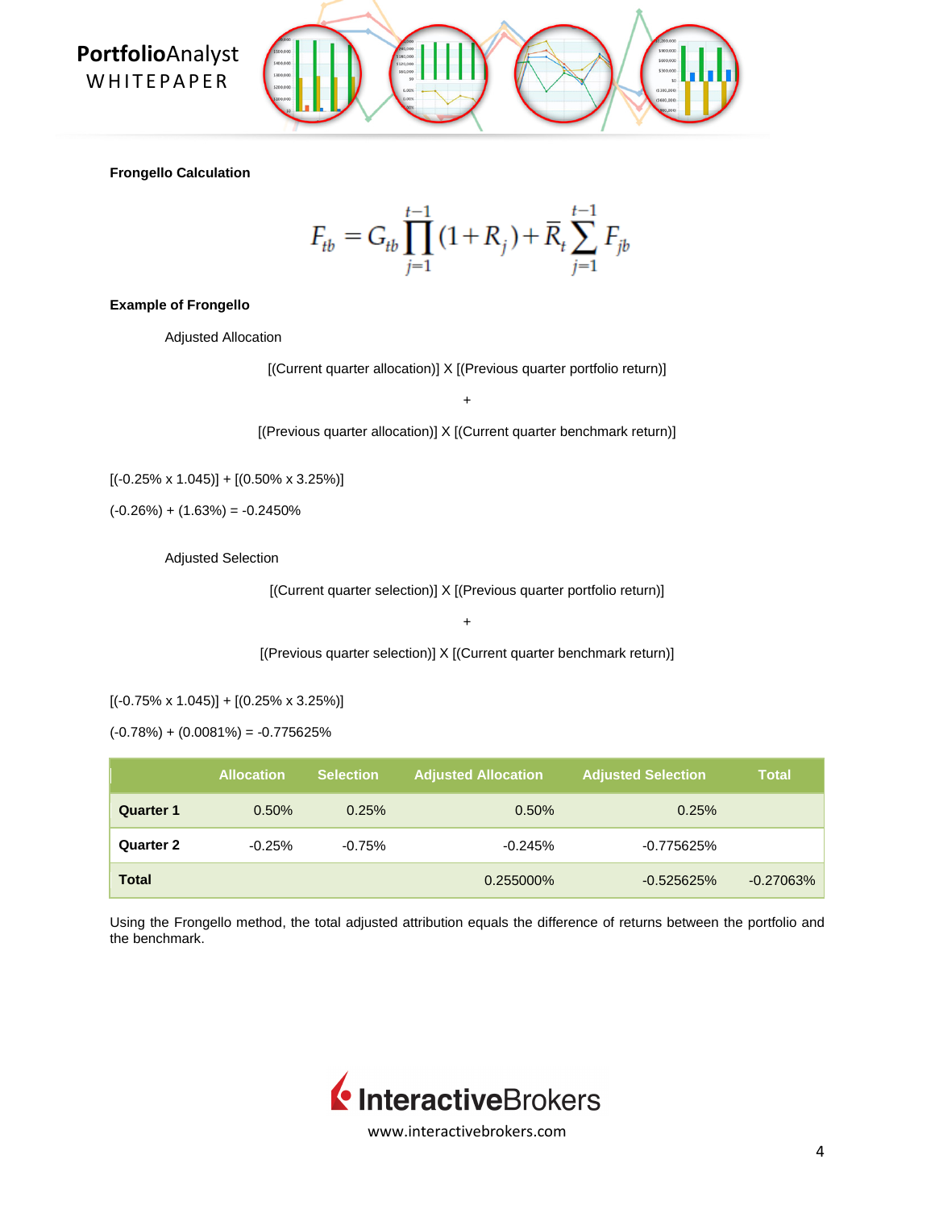**Frongello Calculation**

$$F_{tb} = G_{tb} \prod_{j=1}^{t-1} (1 + R_j) + \bar{R}_t \sum_{j=1}^{t-1} F_{jb}$$

**Example of Frongello**

Adjusted Allocation

[(Current quarter allocation)] X [(Previous quarter portfolio return)]

+

[(Previous quarter allocation)] X [(Current quarter benchmark return)]

[(-0.25% x 1.045)] + [(0.50% x 3.25%)]

(-0.26%) + (1.63%) = -0.2450%

Adjusted Selection

[(Current quarter selection)] X [(Previous quarter portfolio return)]

+

[(Previous quarter selection)] X [(Current quarter benchmark return)]

[(-0.75% x 1.045)] + [(0.25% x 3.25%)]

(-0.78%) + (0.0081%) = -0.775625%

| | Allocation | Selection | Adjusted Allocation | Adjusted Selection | Total |
|---|---|---|---|---|---|
| **Quarter 1** | 0.50% | 0.25% | 0.50% | 0.25% | |
| **Quarter 2** | -0.25% | -0.75% | -0.245% | -0.775625% | |
| **Total** | | | 0.255000% | -0.525625% | -0.27063% |

Using the Frongello method, the total adjusted attribution equals the difference of returns between the portfolio and the benchmark.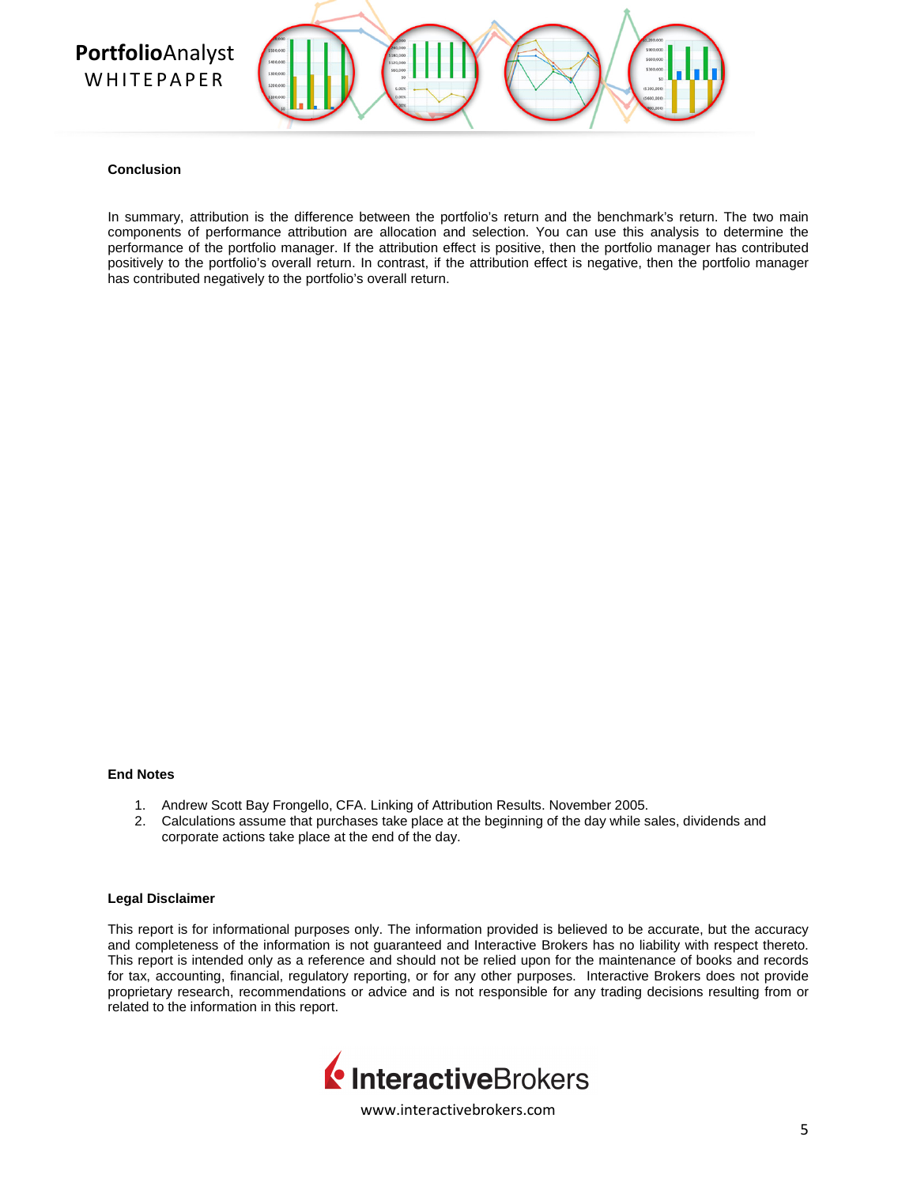## Conclusion

In summary, attribution is the difference between the portfolio's return and the benchmark's return. The two main components of performance attribution are allocation and selection. You can use this analysis to determine the performance of the portfolio manager. If the attribution effect is positive, then the portfolio manager has contributed positively to the portfolio's overall return. In contrast, if the attribution effect is negative, then the portfolio manager has contributed negatively to the portfolio's overall return.

## End Notes

1. Andrew Scott Bay Frongello, CFA. Linking of Attribution Results. November 2005.
2. Calculations assume that purchases take place at the beginning of the day while sales, dividends and corporate actions take place at the end of the day.

## Legal Disclaimer

This report is for informational purposes only. The information provided is believed to be accurate, but the accuracy and completeness of the information is not guaranteed and Interactive Brokers has no liability with respect thereto. This report is intended only as a reference and should not be relied upon for the maintenance of books and records for tax, accounting, financial, regulatory reporting, or for any other purposes. Interactive Brokers does not provide proprietary research, recommendations or advice and is not responsible for any trading decisions resulting from or related to the information in this report.

InteractiveBrokers

www.interactivebrokers.com